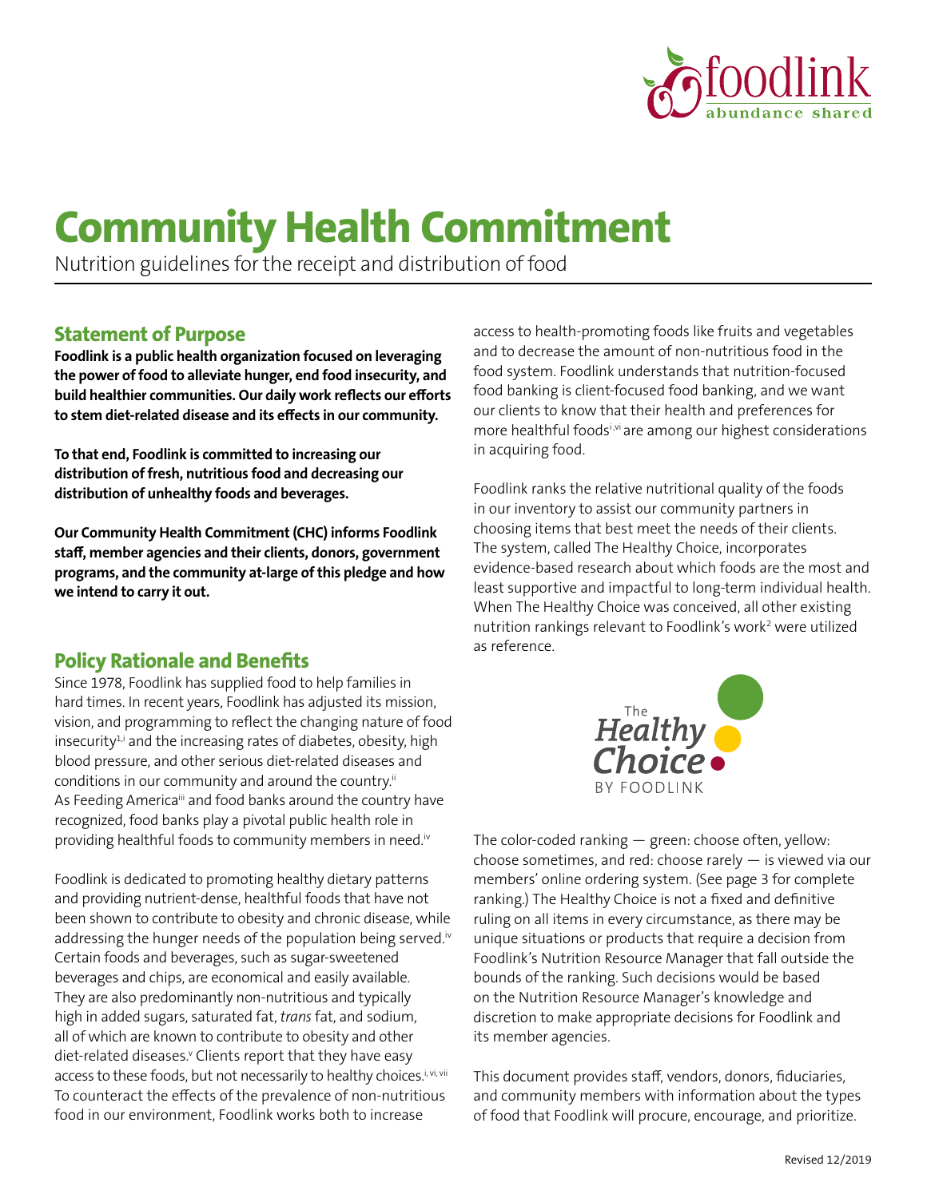# Community Health Commitment

Nutrition guidelines for the receipt and distribution of food

## Statement of Purpose

**Foodlink is a public health organization focused on leveraging the power of food to alleviate hunger, end food insecurity, and build healthier communities. Our daily work reflects our efforts to stem diet-related disease and its effects in our community.**

**To that end, Foodlink is committed to increasing our distribution of fresh, nutritious food and decreasing our distribution of unhealthy foods and beverages.**

**Our Community Health Commitment (CHC) informs Foodlink staff, member agencies and their clients, donors, government programs, and the community at-large of this pledge and how we intend to carry it out.**

## Policy Rationale and Benefits

Since 1978, Foodlink has supplied food to help families in hard times. In recent years, Foodlink has adjusted its mission, vision, and programming to reflect the changing nature of food insecurity[1,i] and the increasing rates of diabetes, obesity, high blood pressure, and other serious diet-related diseases and conditions in our community and around the country.[ii] As Feeding America[iii] and food banks around the country have recognized, food banks play a pivotal public health role in providing healthful foods to community members in need.[iv]

Foodlink is dedicated to promoting healthy dietary patterns and providing nutrient-dense, healthful foods that have not been shown to contribute to obesity and chronic disease, while addressing the hunger needs of the population being served.[iv] Certain foods and beverages, such as sugar-sweetened beverages and chips, are economical and easily available. They are also predominantly non-nutritious and typically high in added sugars, saturated fat, *trans* fat, and sodium, all of which are known to contribute to obesity and other diet-related diseases.[v] Clients report that they have easy access to these foods, but not necessarily to healthy choices.[i, vi, vii] To counteract the effects of the prevalence of non-nutritious food in our environment, Foodlink works both to increase access to health-promoting foods like fruits and vegetables and to decrease the amount of non-nutritious food in the food system. Foodlink understands that nutrition-focused food banking is client-focused food banking, and we want our clients to know that their health and preferences for more healthful foods[i,vi] are among our highest considerations in acquiring food.

Foodlink ranks the relative nutritional quality of the foods in our inventory to assist our community partners in choosing items that best meet the needs of their clients. The system, called The Healthy Choice, incorporates evidence-based research about which foods are the most and least supportive and impactful to long-term individual health. When The Healthy Choice was conceived, all other existing nutrition rankings relevant to Foodlink's work[2] were utilized as reference.

The color-coded ranking — green: choose often, yellow: choose sometimes, and red: choose rarely — is viewed via our members' online ordering system. (See page 3 for complete ranking.) The Healthy Choice is not a fixed and definitive ruling on all items in every circumstance, as there may be unique situations or products that require a decision from Foodlink's Nutrition Resource Manager that fall outside the bounds of the ranking. Such decisions would be based on the Nutrition Resource Manager's knowledge and discretion to make appropriate decisions for Foodlink and its member agencies.

This document provides staff, vendors, donors, fiduciaries, and community members with information about the types of food that Foodlink will procure, encourage, and prioritize.

Revised 12/2019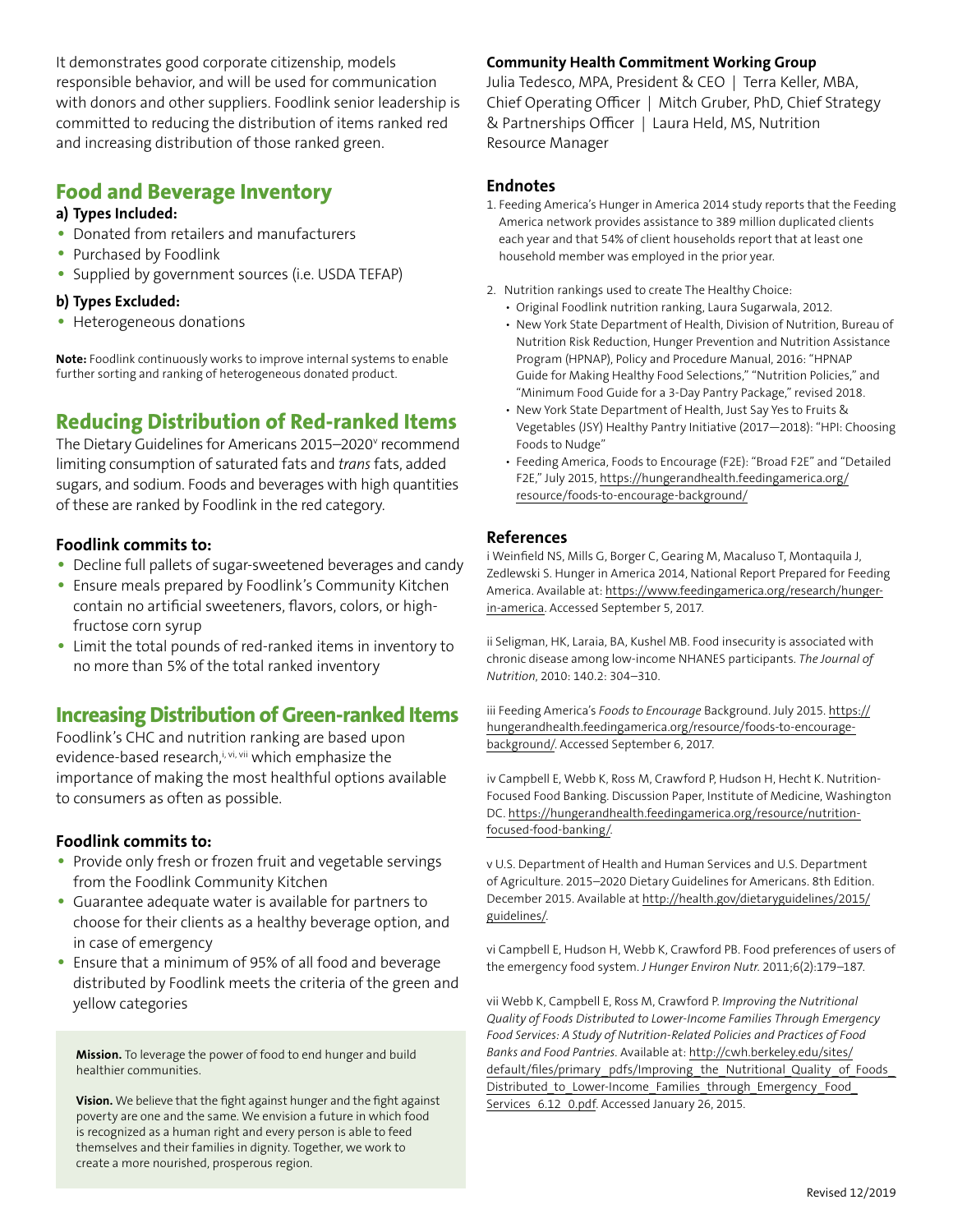It demonstrates good corporate citizenship, models responsible behavior, and will be used for communication with donors and other suppliers. Foodlink senior leadership is committed to reducing the distribution of items ranked red and increasing distribution of those ranked green.

## Food and Beverage Inventory

**a) Types Included:**

- Donated from retailers and manufacturers
- Purchased by Foodlink
- Supplied by government sources (i.e. USDA TEFAP)

**b) Types Excluded:**

- Heterogeneous donations

**Note:** Foodlink continuously works to improve internal systems to enable further sorting and ranking of heterogeneous donated product.

## Reducing Distribution of Red-ranked Items

The Dietary Guidelines for Americans 2015–2020[v] recommend limiting consumption of saturated fats and *trans* fats, added sugars, and sodium. Foods and beverages with high quantities of these are ranked by Foodlink in the red category.

### Foodlink commits to:

- Decline full pallets of sugar-sweetened beverages and candy
- Ensure meals prepared by Foodlink's Community Kitchen contain no artificial sweeteners, flavors, colors, or high-fructose corn syrup
- Limit the total pounds of red-ranked items in inventory to no more than 5% of the total ranked inventory

## Increasing Distribution of Green-ranked Items

Foodlink's CHC and nutrition ranking are based upon evidence-based research,[i, vi, vii] which emphasize the importance of making the most healthful options available to consumers as often as possible.

### Foodlink commits to:

- Provide only fresh or frozen fruit and vegetable servings from the Foodlink Community Kitchen
- Guarantee adequate water is available for partners to choose for their clients as a healthy beverage option, and in case of emergency
- Ensure that a minimum of 95% of all food and beverage distributed by Foodlink meets the criteria of the green and yellow categories

**Mission.** To leverage the power of food to end hunger and build healthier communities.

**Vision.** We believe that the fight against hunger and the fight against poverty are one and the same. We envision a future in which food is recognized as a human right and every person is able to feed themselves and their families in dignity. Together, we work to create a more nourished, prosperous region.

### Community Health Commitment Working Group

Julia Tedesco, MPA, President & CEO | Terra Keller, MBA, Chief Operating Officer | Mitch Gruber, PhD, Chief Strategy & Partnerships Officer | Laura Held, MS, Nutrition Resource Manager

### Endnotes

1. Feeding America's Hunger in America 2014 study reports that the Feeding America network provides assistance to 389 million duplicated clients each year and that 54% of client households report that at least one household member was employed in the prior year.

2. Nutrition rankings used to create The Healthy Choice:
   - Original Foodlink nutrition ranking, Laura Sugarwala, 2012.
   - New York State Department of Health, Division of Nutrition, Bureau of Nutrition Risk Reduction, Hunger Prevention and Nutrition Assistance Program (HPNAP), Policy and Procedure Manual, 2016: "HPNAP Guide for Making Healthy Food Selections," "Nutrition Policies," and "Minimum Food Guide for a 3-Day Pantry Package," revised 2018.
   - New York State Department of Health, Just Say Yes to Fruits & Vegetables (JSY) Healthy Pantry Initiative (2017—2018): "HPI: Choosing Foods to Nudge"
   - Feeding America, Foods to Encourage (F2E): "Broad F2E" and "Detailed F2E," July 2015, https://hungerandhealth.feedingamerica.org/resource/foods-to-encourage-background/

### References

i Weinfield NS, Mills G, Borger C, Gearing M, Macaluso T, Montaquila J, Zedlewski S. Hunger in America 2014, National Report Prepared for Feeding America. Available at: https://www.feedingamerica.org/research/hunger-in-america. Accessed September 5, 2017.

ii Seligman, HK, Laraia, BA, Kushel MB. Food insecurity is associated with chronic disease among low-income NHANES participants. *The Journal of Nutrition*, 2010: 140.2: 304–310.

iii Feeding America's *Foods to Encourage* Background. July 2015. https://hungerandhealth.feedingamerica.org/resource/foods-to-encourage-background/. Accessed September 6, 2017.

iv Campbell E, Webb K, Ross M, Crawford P, Hudson H, Hecht K. Nutrition-Focused Food Banking. Discussion Paper, Institute of Medicine, Washington DC. https://hungerandhealth.feedingamerica.org/resource/nutrition-focused-food-banking/.

v U.S. Department of Health and Human Services and U.S. Department of Agriculture. 2015–2020 Dietary Guidelines for Americans. 8th Edition. December 2015. Available at http://health.gov/dietaryguidelines/2015/guidelines/.

vi Campbell E, Hudson H, Webb K, Crawford PB. Food preferences of users of the emergency food system. *J Hunger Environ Nutr.* 2011;6(2):179–187.

vii Webb K, Campbell E, Ross M, Crawford P. *Improving the Nutritional Quality of Foods Distributed to Lower-Income Families Through Emergency Food Services: A Study of Nutrition-Related Policies and Practices of Food Banks and Food Pantries*. Available at: http://cwh.berkeley.edu/sites/default/files/primary_pdfs/Improving_the_Nutritional_Quality_of_Foods_Distributed_to_Lower-Income_Families_through_Emergency_Food_Services_6.12_0.pdf. Accessed January 26, 2015.

Revised 12/2019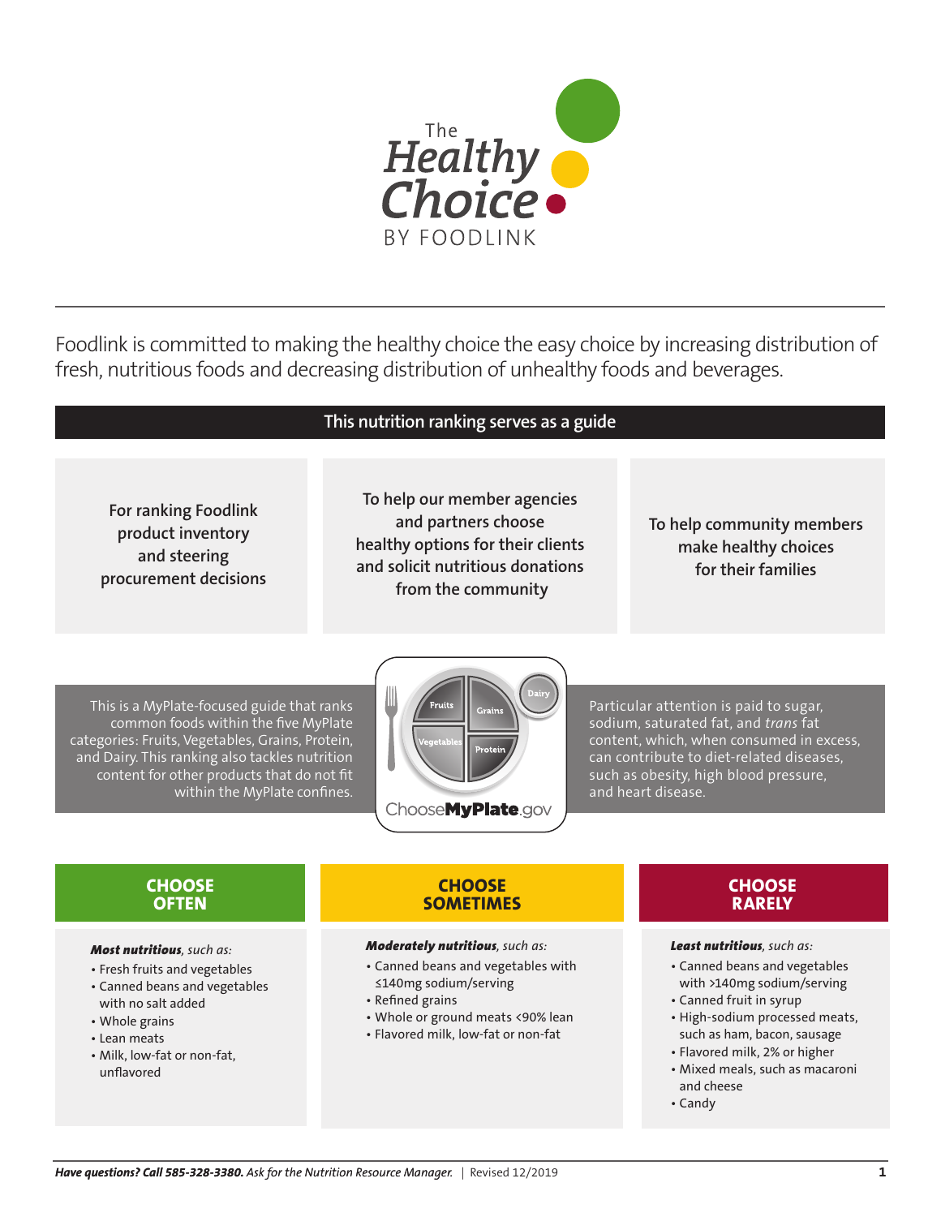# The Healthy Choice BY FOODLINK

Foodlink is committed to making the healthy choice the easy choice by increasing distribution of fresh, nutritious foods and decreasing distribution of unhealthy foods and beverages.

## This nutrition ranking serves as a guide

For ranking Foodlink product inventory and steering procurement decisions

To help our member agencies and partners choose healthy options for their clients and solicit nutritious donations from the community

To help community members make healthy choices for their families

This is a MyPlate-focused guide that ranks common foods within the five MyPlate categories: Fruits, Vegetables, Grains, Protein, and Dairy. This ranking also tackles nutrition content for other products that do not fit within the MyPlate confines.

Particular attention is paid to sugar, sodium, saturated fat, and *trans* fat content, which, when consumed in excess, can contribute to diet-related diseases, such as obesity, high blood pressure, and heart disease.

### CHOOSE OFTEN

***Most nutritious**, such as:*

- Fresh fruits and vegetables
- Canned beans and vegetables with no salt added
- Whole grains
- Lean meats
- Milk, low-fat or non-fat, unflavored

### CHOOSE SOMETIMES

***Moderately nutritious**, such as:*

- Canned beans and vegetables with ≤140mg sodium/serving
- Refined grains
- Whole or ground meats <90% lean
- Flavored milk, low-fat or non-fat

### CHOOSE RARELY

***Least nutritious**, such as:*

- Canned beans and vegetables with >140mg sodium/serving
- Canned fruit in syrup
- High-sodium processed meats, such as ham, bacon, sausage
- Flavored milk, 2% or higher
- Mixed meals, such as macaroni and cheese
- Candy

***Have questions? Call 585-328-3380.** Ask for the Nutrition Resource Manager.* | Revised 12/2019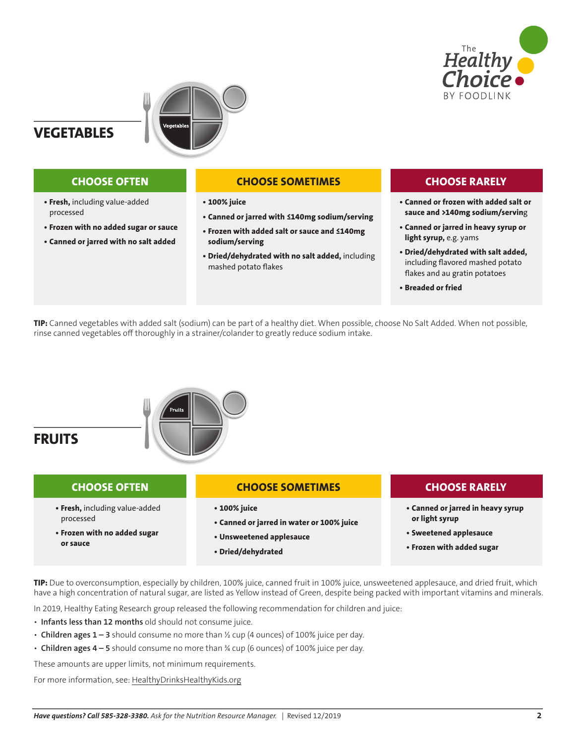## VEGETABLES

| CHOOSE OFTEN | CHOOSE SOMETIMES | CHOOSE RARELY |
| --- | --- | --- |
| • **Fresh,** including value-added processed<br>• **Frozen with no added sugar or sauce**<br>• **Canned or jarred with no salt added** | • **100% juice**<br>• **Canned or jarred with ≤140mg sodium/serving**<br>• **Frozen with added salt or sauce and ≤140mg sodium/serving**<br>• **Dried/dehydrated with no salt added,** including mashed potato flakes | • **Canned or frozen with added salt or sauce and >140mg sodium/serving**<br>• **Canned or jarred in heavy syrup or light syrup,** e.g. yams<br>• **Dried/dehydrated with salt added,** including flavored mashed potato flakes and au gratin potatoes<br>• **Breaded or fried** |

**TIP:** Canned vegetables with added salt (sodium) can be part of a healthy diet. When possible, choose No Salt Added. When not possible, rinse canned vegetables off thoroughly in a strainer/colander to greatly reduce sodium intake.

## FRUITS

| CHOOSE OFTEN | CHOOSE SOMETIMES | CHOOSE RARELY |
| --- | --- | --- |
| • **Fresh,** including value-added processed<br>• **Frozen with no added sugar or sauce** | • **100% juice**<br>• **Canned or jarred in water or 100% juice**<br>• **Unsweetened applesauce**<br>• **Dried/dehydrated** | • **Canned or jarred in heavy syrup or light syrup**<br>• **Sweetened applesauce**<br>• **Frozen with added sugar** |

**TIP:** Due to overconsumption, especially by children, 100% juice, canned fruit in 100% juice, unsweetened applesauce, and dried fruit, which have a high concentration of natural sugar, are listed as Yellow instead of Green, despite being packed with important vitamins and minerals.

In 2019, Healthy Eating Research group released the following recommendation for children and juice:

- **Infants less than 12 months** old should not consume juice.
- **Children ages 1 – 3** should consume no more than ½ cup (4 ounces) of 100% juice per day.
- **Children ages 4 – 5** should consume no more than ¾ cup (6 ounces) of 100% juice per day.

These amounts are upper limits, not minimum requirements.

For more information, see: HealthyDrinksHealthyKids.org

***Have questions? Call 585-328-3380.*** *Ask for the Nutrition Resource Manager.* | Revised 12/2019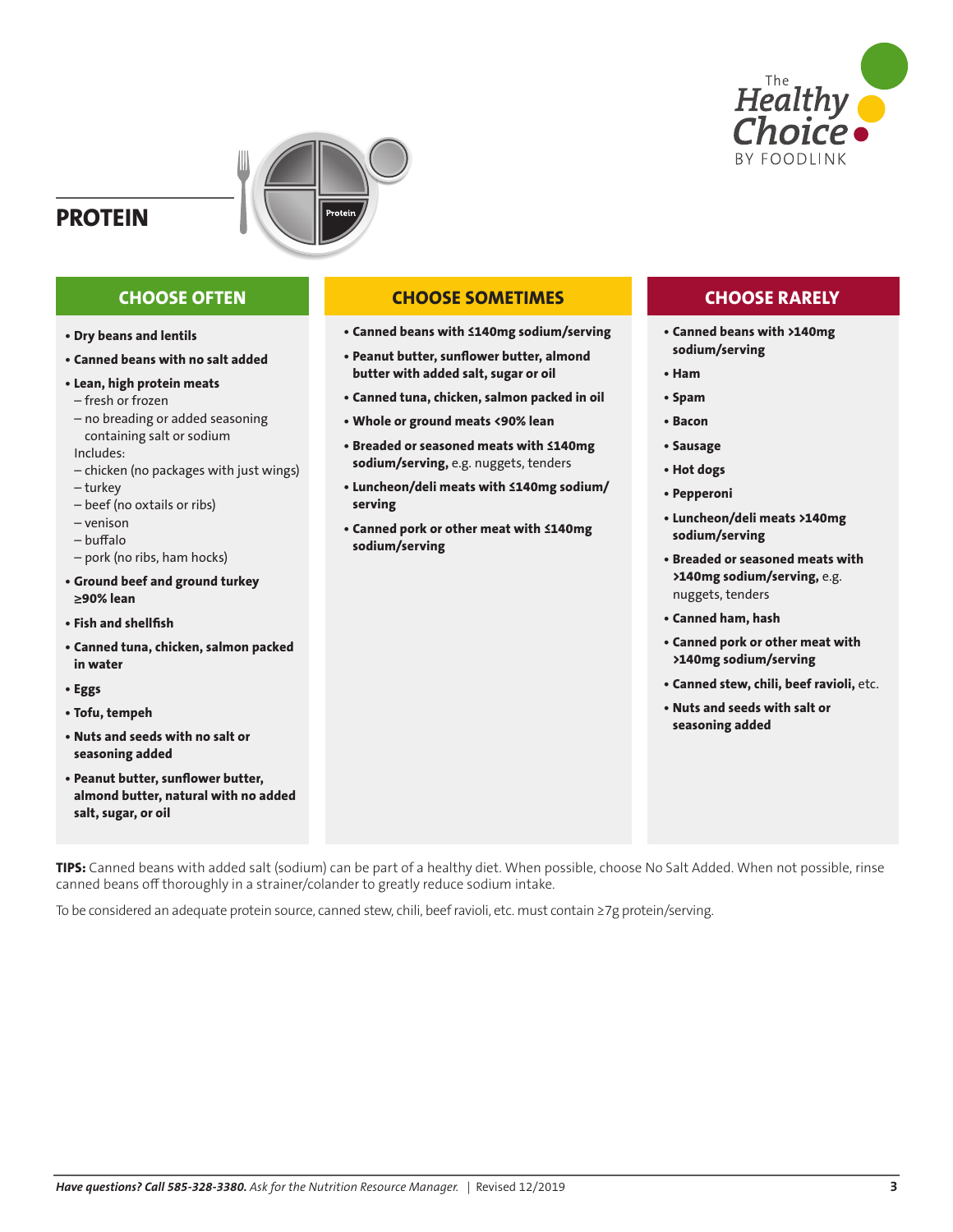## PROTEIN

### CHOOSE OFTEN

- **Dry beans and lentils**
- **Canned beans with no salt added**
- **Lean, high protein meats**
  - fresh or frozen
  - no breading or added seasoning containing salt or sodium

  Includes:
  - chicken (no packages with just wings)
  - turkey
  - beef (no oxtails or ribs)
  - venison
  - buffalo
  - pork (no ribs, ham hocks)
- **Ground beef and ground turkey ≥90% lean**
- **Fish and shellfish**
- **Canned tuna, chicken, salmon packed in water**
- **Eggs**
- **Tofu, tempeh**
- **Nuts and seeds with no salt or seasoning added**
- **Peanut butter, sunflower butter, almond butter, natural with no added salt, sugar, or oil**

### CHOOSE SOMETIMES

- **Canned beans with ≤140mg sodium/serving**
- **Peanut butter, sunflower butter, almond butter with added salt, sugar or oil**
- **Canned tuna, chicken, salmon packed in oil**
- **Whole or ground meats <90% lean**
- **Breaded or seasoned meats with ≤140mg sodium/serving,** e.g. nuggets, tenders
- **Luncheon/deli meats with ≤140mg sodium/serving**
- **Canned pork or other meat with ≤140mg sodium/serving**

### CHOOSE RARELY

- **Canned beans with >140mg sodium/serving**
- **Ham**
- **Spam**
- **Bacon**
- **Sausage**
- **Hot dogs**
- **Pepperoni**
- **Luncheon/deli meats >140mg sodium/serving**
- **Breaded or seasoned meats with >140mg sodium/serving,** e.g. nuggets, tenders
- **Canned ham, hash**
- **Canned pork or other meat with >140mg sodium/serving**
- **Canned stew, chili, beef ravioli,** etc.
- **Nuts and seeds with salt or seasoning added**

**TIPS:** Canned beans with added salt (sodium) can be part of a healthy diet. When possible, choose No Salt Added. When not possible, rinse canned beans off thoroughly in a strainer/colander to greatly reduce sodium intake.

To be considered an adequate protein source, canned stew, chili, beef ravioli, etc. must contain ≥7g protein/serving.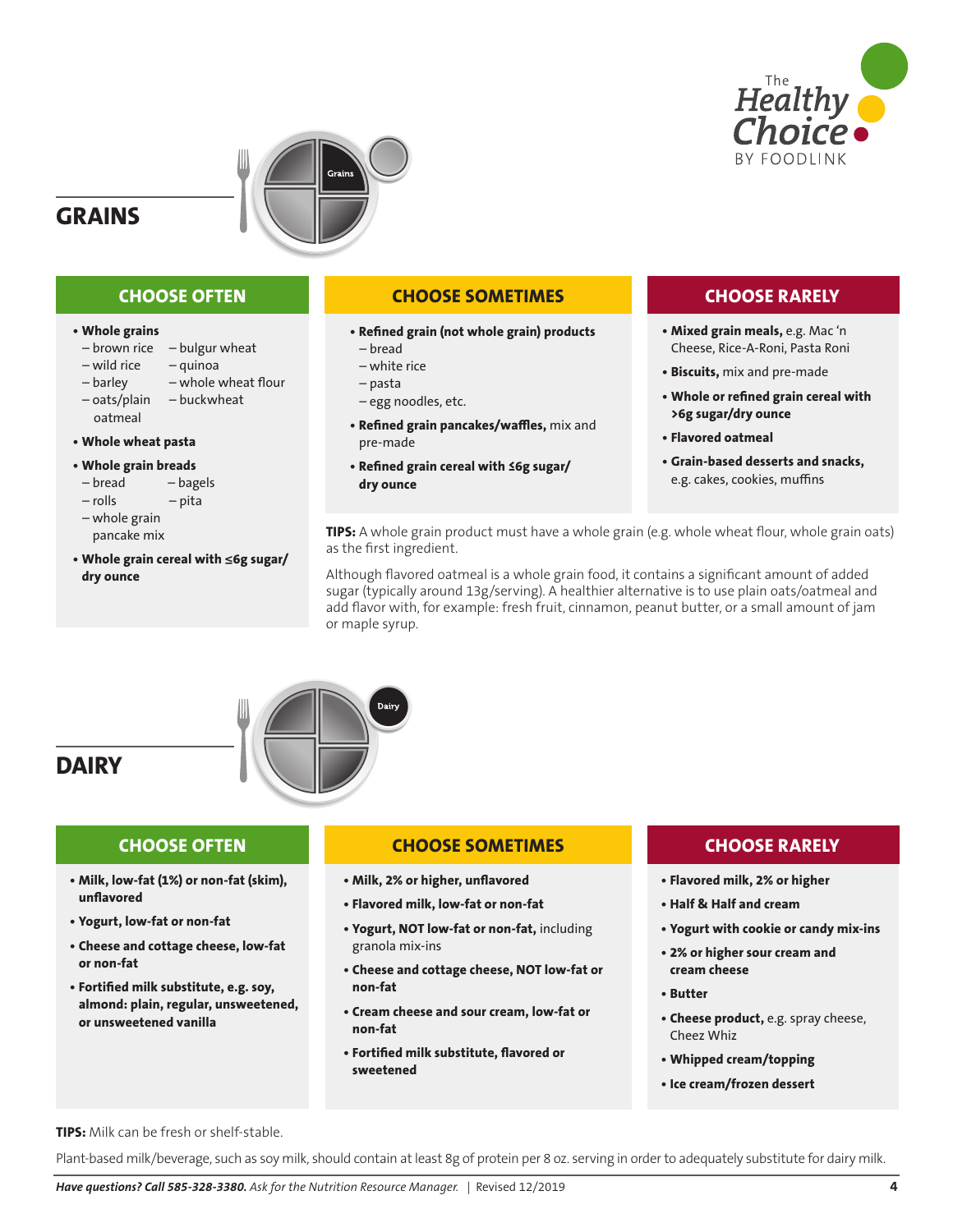## GRAINS

### CHOOSE OFTEN

- **Whole grains**
  - brown rice
  - wild rice
  - barley
  - oats/plain oatmeal
  - bulgur wheat
  - quinoa
  - whole wheat flour
  - buckwheat
- **Whole wheat pasta**
- **Whole grain breads**
  - bread
  - rolls
  - whole grain pancake mix
  - bagels
  - pita
- **Whole grain cereal with ≤6g sugar/dry ounce**

### CHOOSE SOMETIMES

- **Refined grain (not whole grain) products**
  - bread
  - white rice
  - pasta
  - egg noodles, etc.
- **Refined grain pancakes/waffles,** mix and pre-made
- **Refined grain cereal with ≤6g sugar/dry ounce**

### CHOOSE RARELY

- **Mixed grain meals,** e.g. Mac 'n Cheese, Rice-A-Roni, Pasta Roni
- **Biscuits,** mix and pre-made
- **Whole or refined grain cereal with >6g sugar/dry ounce**
- **Flavored oatmeal**
- **Grain-based desserts and snacks,** e.g. cakes, cookies, muffins

**TIPS:** A whole grain product must have a whole grain (e.g. whole wheat flour, whole grain oats) as the first ingredient.

Although flavored oatmeal is a whole grain food, it contains a significant amount of added sugar (typically around 13g/serving). A healthier alternative is to use plain oats/oatmeal and add flavor with, for example: fresh fruit, cinnamon, peanut butter, or a small amount of jam or maple syrup.

## DAIRY

### CHOOSE OFTEN

- **Milk, low-fat (1%) or non-fat (skim), unflavored**
- **Yogurt, low-fat or non-fat**
- **Cheese and cottage cheese, low-fat or non-fat**
- **Fortified milk substitute, e.g. soy, almond: plain, regular, unsweetened, or unsweetened vanilla**

### CHOOSE SOMETIMES

- **Milk, 2% or higher, unflavored**
- **Flavored milk, low-fat or non-fat**
- **Yogurt, NOT low-fat or non-fat,** including granola mix-ins
- **Cheese and cottage cheese, NOT low-fat or non-fat**
- **Cream cheese and sour cream, low-fat or non-fat**
- **Fortified milk substitute, flavored or sweetened**

### CHOOSE RARELY

- **Flavored milk, 2% or higher**
- **Half & Half and cream**
- **Yogurt with cookie or candy mix-ins**
- **2% or higher sour cream and cream cheese**
- **Butter**
- **Cheese product,** e.g. spray cheese, Cheez Whiz
- **Whipped cream/topping**
- **Ice cream/frozen dessert**

**TIPS:** Milk can be fresh or shelf-stable.

Plant-based milk/beverage, such as soy milk, should contain at least 8g of protein per 8 oz. serving in order to adequately substitute for dairy milk.

***Have questions? Call 585-328-3380.*** *Ask for the Nutrition Resource Manager.* | Revised 12/2019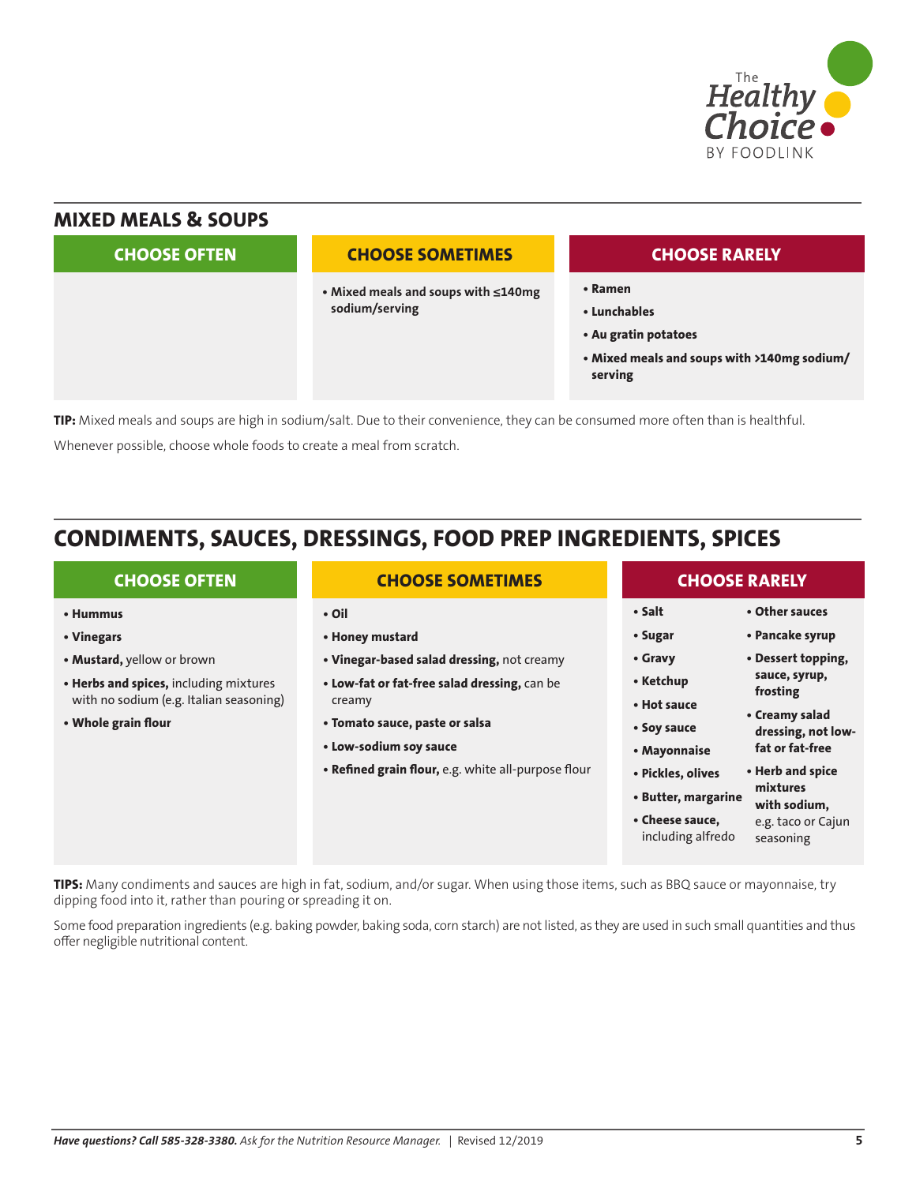## MIXED MEALS & SOUPS

| CHOOSE OFTEN | CHOOSE SOMETIMES | CHOOSE RARELY |
|---|---|---|
| | • **Mixed meals and soups with ≤140mg sodium/serving** | • **Ramen**<br>• **Lunchables**<br>• **Au gratin potatoes**<br>• **Mixed meals and soups with >140mg sodium/serving** |

**TIP:** Mixed meals and soups are high in sodium/salt. Due to their convenience, they can be consumed more often than is healthful.

Whenever possible, choose whole foods to create a meal from scratch.

## CONDIMENTS, SAUCES, DRESSINGS, FOOD PREP INGREDIENTS, SPICES

| CHOOSE OFTEN | CHOOSE SOMETIMES | CHOOSE RARELY |
|---|---|---|
| • **Hummus**<br>• **Vinegars**<br>• **Mustard,** yellow or brown<br>• **Herbs and spices,** including mixtures with no sodium (e.g. Italian seasoning)<br>• **Whole grain flour** | • **Oil**<br>• **Honey mustard**<br>• **Vinegar-based salad dressing,** not creamy<br>• **Low-fat or fat-free salad dressing,** can be creamy<br>• **Tomato sauce, paste or salsa**<br>• **Low-sodium soy sauce**<br>• **Refined grain flour,** e.g. white all-purpose flour | • **Salt**<br>• **Sugar**<br>• **Gravy**<br>• **Ketchup**<br>• **Hot sauce**<br>• **Soy sauce**<br>• **Mayonnaise**<br>• **Pickles, olives**<br>• **Butter, margarine**<br>• **Cheese sauce,** including alfredo<br>• **Other sauces**<br>• **Pancake syrup**<br>• **Dessert topping, sauce, syrup, frosting**<br>• **Creamy salad dressing, not low-fat or fat-free**<br>• **Herb and spice mixtures with sodium,** e.g. taco or Cajun seasoning |

**TIPS:** Many condiments and sauces are high in fat, sodium, and/or sugar. When using those items, such as BBQ sauce or mayonnaise, try dipping food into it, rather than pouring or spreading it on.

Some food preparation ingredients (e.g. baking powder, baking soda, corn starch) are not listed, as they are used in such small quantities and thus offer negligible nutritional content.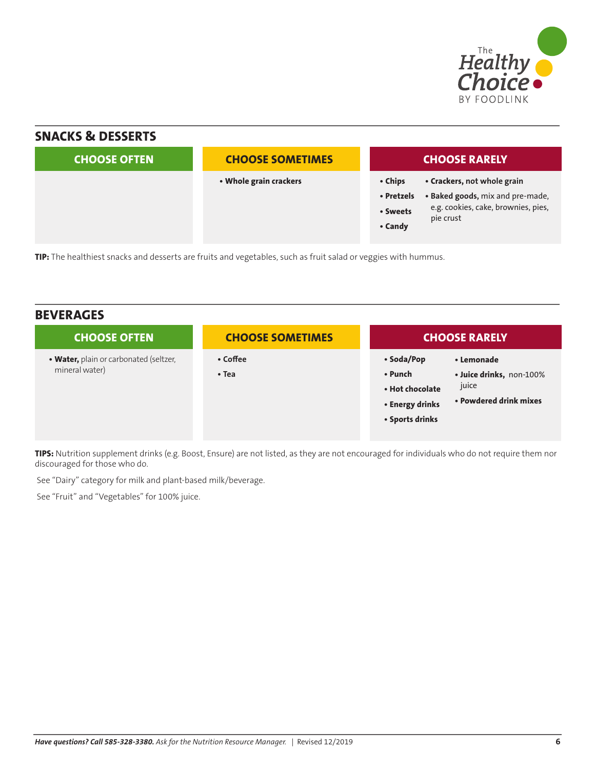## SNACKS & DESSERTS

| CHOOSE OFTEN | CHOOSE SOMETIMES | CHOOSE RARELY | |
|---|---|---|---|
| | • **Whole grain crackers** | • **Chips**<br>• **Pretzels**<br>• **Sweets**<br>• **Candy** | • **Crackers, not whole grain**<br>• **Baked goods,** mix and pre-made, e.g. cookies, cake, brownies, pies, pie crust |

**TIP:** The healthiest snacks and desserts are fruits and vegetables, such as fruit salad or veggies with hummus.

## BEVERAGES

| CHOOSE OFTEN | CHOOSE SOMETIMES | CHOOSE RARELY | |
|---|---|---|---|
| • **Water,** plain or carbonated (seltzer, mineral water) | • **Coffee**<br>• **Tea** | • **Soda/Pop**<br>• **Punch**<br>• **Hot chocolate**<br>• **Energy drinks**<br>• **Sports drinks** | • **Lemonade**<br>• **Juice drinks,** non-100% juice<br>• **Powdered drink mixes** |

**TIPS:** Nutrition supplement drinks (e.g. Boost, Ensure) are not listed, as they are not encouraged for individuals who do not require them nor discouraged for those who do.

See "Dairy" category for milk and plant-based milk/beverage.

See "Fruit" and "Vegetables" for 100% juice.

***Have questions? Call 585-328-3380.*** *Ask for the Nutrition Resource Manager.* | Revised 12/2019